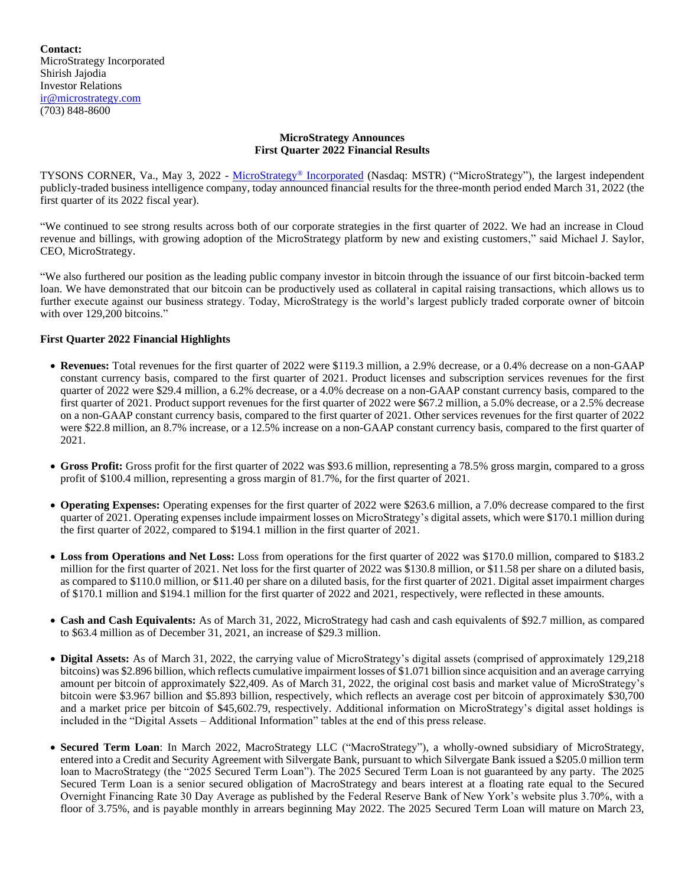**Contact:**
MicroStrategy Incorporated
Shirish Jajodia
Investor Relations
ir@microstrategy.com
(703) 848-8600

**MicroStrategy Announces**
**First Quarter 2022 Financial Results**

TYSONS CORNER, Va., May 3, 2022 - MicroStrategy® Incorporated (Nasdaq: MSTR) ("MicroStrategy"), the largest independent publicly-traded business intelligence company, today announced financial results for the three-month period ended March 31, 2022 (the first quarter of its 2022 fiscal year).

"We continued to see strong results across both of our corporate strategies in the first quarter of 2022. We had an increase in Cloud revenue and billings, with growing adoption of the MicroStrategy platform by new and existing customers," said Michael J. Saylor, CEO, MicroStrategy.

"We also furthered our position as the leading public company investor in bitcoin through the issuance of our first bitcoin-backed term loan. We have demonstrated that our bitcoin can be productively used as collateral in capital raising transactions, which allows us to further execute against our business strategy. Today, MicroStrategy is the world's largest publicly traded corporate owner of bitcoin with over 129,200 bitcoins."

**First Quarter 2022 Financial Highlights**

- **Revenues:** Total revenues for the first quarter of 2022 were $119.3 million, a 2.9% decrease, or a 0.4% decrease on a non-GAAP constant currency basis, compared to the first quarter of 2021. Product licenses and subscription services revenues for the first quarter of 2022 were $29.4 million, a 6.2% decrease, or a 4.0% decrease on a non-GAAP constant currency basis, compared to the first quarter of 2021. Product support revenues for the first quarter of 2022 were $67.2 million, a 5.0% decrease, or a 2.5% decrease on a non-GAAP constant currency basis, compared to the first quarter of 2021. Other services revenues for the first quarter of 2022 were $22.8 million, an 8.7% increase, or a 12.5% increase on a non-GAAP constant currency basis, compared to the first quarter of 2021.

- **Gross Profit:** Gross profit for the first quarter of 2022 was $93.6 million, representing a 78.5% gross margin, compared to a gross profit of $100.4 million, representing a gross margin of 81.7%, for the first quarter of 2021.

- **Operating Expenses:** Operating expenses for the first quarter of 2022 were $263.6 million, a 7.0% decrease compared to the first quarter of 2021. Operating expenses include impairment losses on MicroStrategy's digital assets, which were $170.1 million during the first quarter of 2022, compared to $194.1 million in the first quarter of 2021.

- **Loss from Operations and Net Loss:** Loss from operations for the first quarter of 2022 was $170.0 million, compared to $183.2 million for the first quarter of 2021. Net loss for the first quarter of 2022 was $130.8 million, or $11.58 per share on a diluted basis, as compared to $110.0 million, or $11.40 per share on a diluted basis, for the first quarter of 2021. Digital asset impairment charges of $170.1 million and $194.1 million for the first quarter of 2022 and 2021, respectively, were reflected in these amounts.

- **Cash and Cash Equivalents:** As of March 31, 2022, MicroStrategy had cash and cash equivalents of $92.7 million, as compared to $63.4 million as of December 31, 2021, an increase of $29.3 million.

- **Digital Assets:** As of March 31, 2022, the carrying value of MicroStrategy's digital assets (comprised of approximately 129,218 bitcoins) was $2.896 billion, which reflects cumulative impairment losses of $1.071 billion since acquisition and an average carrying amount per bitcoin of approximately $22,409. As of March 31, 2022, the original cost basis and market value of MicroStrategy's bitcoin were $3.967 billion and $5.893 billion, respectively, which reflects an average cost per bitcoin of approximately $30,700 and a market price per bitcoin of $45,602.79, respectively. Additional information on MicroStrategy's digital asset holdings is included in the "Digital Assets – Additional Information" tables at the end of this press release.

- **Secured Term Loan**: In March 2022, MacroStrategy LLC ("MacroStrategy"), a wholly-owned subsidiary of MicroStrategy, entered into a Credit and Security Agreement with Silvergate Bank, pursuant to which Silvergate Bank issued a $205.0 million term loan to MacroStrategy (the "2025 Secured Term Loan"). The 2025 Secured Term Loan is not guaranteed by any party. The 2025 Secured Term Loan is a senior secured obligation of MacroStrategy and bears interest at a floating rate equal to the Secured Overnight Financing Rate 30 Day Average as published by the Federal Reserve Bank of New York's website plus 3.70%, with a floor of 3.75%, and is payable monthly in arrears beginning May 2022. The 2025 Secured Term Loan will mature on March 23,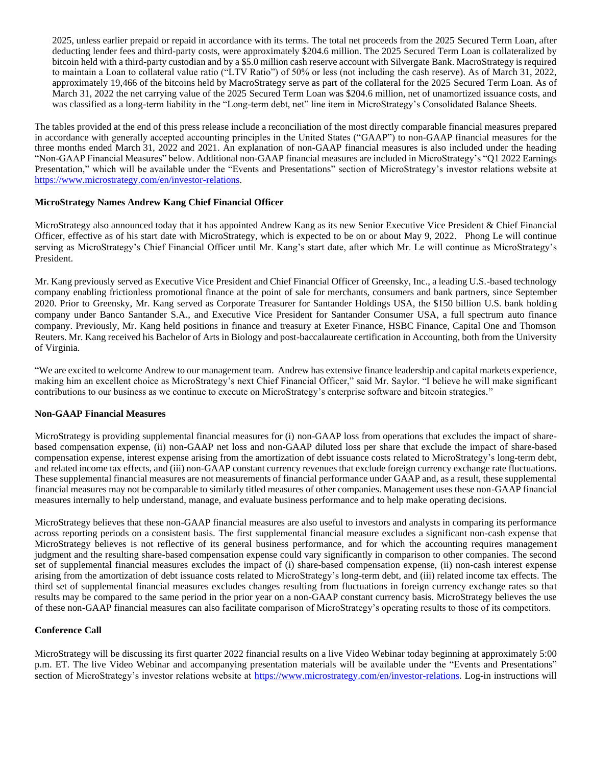2025, unless earlier prepaid or repaid in accordance with its terms. The total net proceeds from the 2025 Secured Term Loan, after deducting lender fees and third-party costs, were approximately $204.6 million. The 2025 Secured Term Loan is collateralized by bitcoin held with a third-party custodian and by a $5.0 million cash reserve account with Silvergate Bank. MacroStrategy is required to maintain a Loan to collateral value ratio ("LTV Ratio") of 50% or less (not including the cash reserve). As of March 31, 2022, approximately 19,466 of the bitcoins held by MacroStrategy serve as part of the collateral for the 2025 Secured Term Loan. As of March 31, 2022 the net carrying value of the 2025 Secured Term Loan was $204.6 million, net of unamortized issuance costs, and was classified as a long-term liability in the "Long-term debt, net" line item in MicroStrategy's Consolidated Balance Sheets.

The tables provided at the end of this press release include a reconciliation of the most directly comparable financial measures prepared in accordance with generally accepted accounting principles in the United States ("GAAP") to non-GAAP financial measures for the three months ended March 31, 2022 and 2021. An explanation of non-GAAP financial measures is also included under the heading "Non-GAAP Financial Measures" below. Additional non-GAAP financial measures are included in MicroStrategy's "Q1 2022 Earnings Presentation," which will be available under the "Events and Presentations" section of MicroStrategy's investor relations website at https://www.microstrategy.com/en/investor-relations.

**MicroStrategy Names Andrew Kang Chief Financial Officer**

MicroStrategy also announced today that it has appointed Andrew Kang as its new Senior Executive Vice President & Chief Financial Officer, effective as of his start date with MicroStrategy, which is expected to be on or about May 9, 2022. Phong Le will continue serving as MicroStrategy's Chief Financial Officer until Mr. Kang's start date, after which Mr. Le will continue as MicroStrategy's President.

Mr. Kang previously served as Executive Vice President and Chief Financial Officer of Greensky, Inc., a leading U.S.-based technology company enabling frictionless promotional finance at the point of sale for merchants, consumers and bank partners, since September 2020. Prior to Greensky, Mr. Kang served as Corporate Treasurer for Santander Holdings USA, the $150 billion U.S. bank holding company under Banco Santander S.A., and Executive Vice President for Santander Consumer USA, a full spectrum auto finance company. Previously, Mr. Kang held positions in finance and treasury at Exeter Finance, HSBC Finance, Capital One and Thomson Reuters. Mr. Kang received his Bachelor of Arts in Biology and post-baccalaureate certification in Accounting, both from the University of Virginia.

"We are excited to welcome Andrew to our management team. Andrew has extensive finance leadership and capital markets experience, making him an excellent choice as MicroStrategy's next Chief Financial Officer," said Mr. Saylor. "I believe he will make significant contributions to our business as we continue to execute on MicroStrategy's enterprise software and bitcoin strategies."

**Non-GAAP Financial Measures**

MicroStrategy is providing supplemental financial measures for (i) non-GAAP loss from operations that excludes the impact of share-based compensation expense, (ii) non-GAAP net loss and non-GAAP diluted loss per share that exclude the impact of share-based compensation expense, interest expense arising from the amortization of debt issuance costs related to MicroStrategy's long-term debt, and related income tax effects, and (iii) non-GAAP constant currency revenues that exclude foreign currency exchange rate fluctuations. These supplemental financial measures are not measurements of financial performance under GAAP and, as a result, these supplemental financial measures may not be comparable to similarly titled measures of other companies. Management uses these non-GAAP financial measures internally to help understand, manage, and evaluate business performance and to help make operating decisions.

MicroStrategy believes that these non-GAAP financial measures are also useful to investors and analysts in comparing its performance across reporting periods on a consistent basis. The first supplemental financial measure excludes a significant non-cash expense that MicroStrategy believes is not reflective of its general business performance, and for which the accounting requires management judgment and the resulting share-based compensation expense could vary significantly in comparison to other companies. The second set of supplemental financial measures excludes the impact of (i) share-based compensation expense, (ii) non-cash interest expense arising from the amortization of debt issuance costs related to MicroStrategy's long-term debt, and (iii) related income tax effects. The third set of supplemental financial measures excludes changes resulting from fluctuations in foreign currency exchange rates so that results may be compared to the same period in the prior year on a non-GAAP constant currency basis. MicroStrategy believes the use of these non-GAAP financial measures can also facilitate comparison of MicroStrategy's operating results to those of its competitors.

**Conference Call**

MicroStrategy will be discussing its first quarter 2022 financial results on a live Video Webinar today beginning at approximately 5:00 p.m. ET. The live Video Webinar and accompanying presentation materials will be available under the "Events and Presentations" section of MicroStrategy's investor relations website at https://www.microstrategy.com/en/investor-relations. Log-in instructions will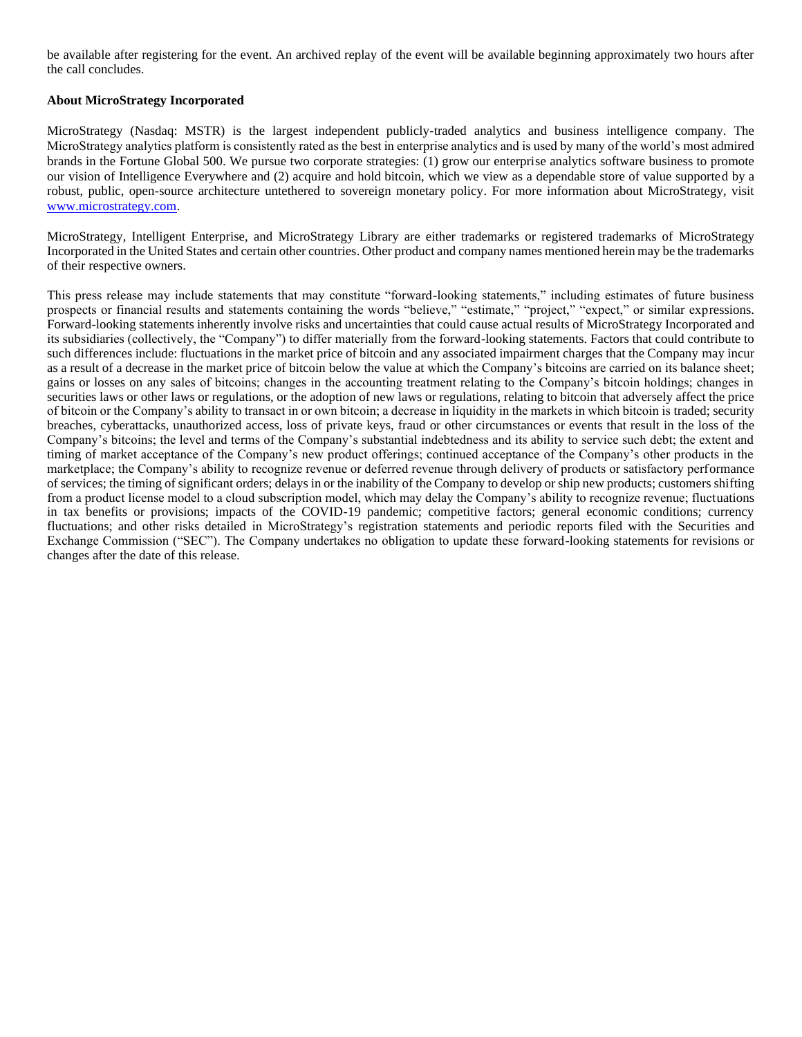be available after registering for the event. An archived replay of the event will be available beginning approximately two hours after the call concludes.

**About MicroStrategy Incorporated**

MicroStrategy (Nasdaq: MSTR) is the largest independent publicly-traded analytics and business intelligence company. The MicroStrategy analytics platform is consistently rated as the best in enterprise analytics and is used by many of the world's most admired brands in the Fortune Global 500. We pursue two corporate strategies: (1) grow our enterprise analytics software business to promote our vision of Intelligence Everywhere and (2) acquire and hold bitcoin, which we view as a dependable store of value supported by a robust, public, open-source architecture untethered to sovereign monetary policy. For more information about MicroStrategy, visit [www.microstrategy.com](www.microstrategy.com).

MicroStrategy, Intelligent Enterprise, and MicroStrategy Library are either trademarks or registered trademarks of MicroStrategy Incorporated in the United States and certain other countries. Other product and company names mentioned herein may be the trademarks of their respective owners.

This press release may include statements that may constitute "forward-looking statements," including estimates of future business prospects or financial results and statements containing the words "believe," "estimate," "project," "expect," or similar expressions. Forward-looking statements inherently involve risks and uncertainties that could cause actual results of MicroStrategy Incorporated and its subsidiaries (collectively, the "Company") to differ materially from the forward-looking statements. Factors that could contribute to such differences include: fluctuations in the market price of bitcoin and any associated impairment charges that the Company may incur as a result of a decrease in the market price of bitcoin below the value at which the Company's bitcoins are carried on its balance sheet; gains or losses on any sales of bitcoins; changes in the accounting treatment relating to the Company's bitcoin holdings; changes in securities laws or other laws or regulations, or the adoption of new laws or regulations, relating to bitcoin that adversely affect the price of bitcoin or the Company's ability to transact in or own bitcoin; a decrease in liquidity in the markets in which bitcoin is traded; security breaches, cyberattacks, unauthorized access, loss of private keys, fraud or other circumstances or events that result in the loss of the Company's bitcoins; the level and terms of the Company's substantial indebtedness and its ability to service such debt; the extent and timing of market acceptance of the Company's new product offerings; continued acceptance of the Company's other products in the marketplace; the Company's ability to recognize revenue or deferred revenue through delivery of products or satisfactory performance of services; the timing of significant orders; delays in or the inability of the Company to develop or ship new products; customers shifting from a product license model to a cloud subscription model, which may delay the Company's ability to recognize revenue; fluctuations in tax benefits or provisions; impacts of the COVID-19 pandemic; competitive factors; general economic conditions; currency fluctuations; and other risks detailed in MicroStrategy's registration statements and periodic reports filed with the Securities and Exchange Commission ("SEC"). The Company undertakes no obligation to update these forward-looking statements for revisions or changes after the date of this release.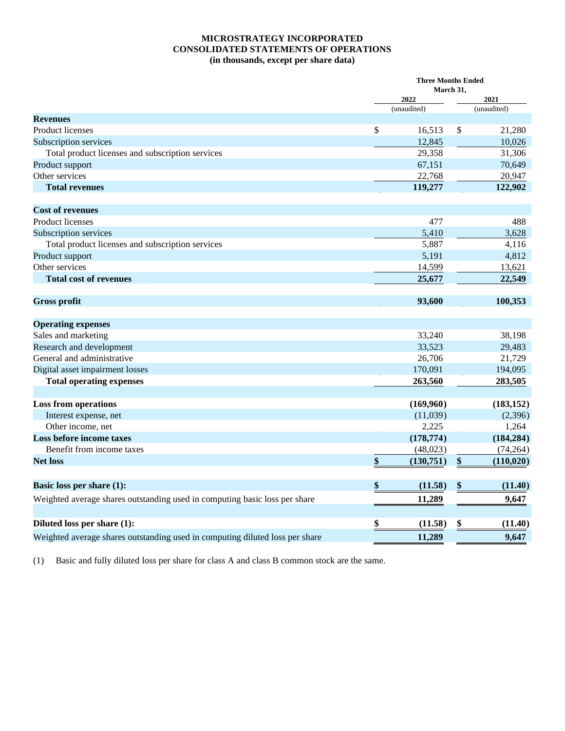# MICROSTRATEGY INCORPORATED
## CONSOLIDATED STATEMENTS OF OPERATIONS
### (in thousands, except per share data)

| | Three Months Ended March 31, | |
|---|---|---|
| | 2022 | 2021 |
| | (unaudited) | (unaudited) |
| **Revenues** | | |
| Product licenses | $ 16,513 | $ 21,280 |
| Subscription services | 12,845 | 10,026 |
| Total product licenses and subscription services | 29,358 | 31,306 |
| Product support | 67,151 | 70,649 |
| Other services | 22,768 | 20,947 |
| **Total revenues** | **119,277** | **122,902** |
| **Cost of revenues** | | |
| Product licenses | 477 | 488 |
| Subscription services | 5,410 | 3,628 |
| Total product licenses and subscription services | 5,887 | 4,116 |
| Product support | 5,191 | 4,812 |
| Other services | 14,599 | 13,621 |
| **Total cost of revenues** | **25,677** | **22,549** |
| **Gross profit** | **93,600** | **100,353** |
| **Operating expenses** | | |
| Sales and marketing | 33,240 | 38,198 |
| Research and development | 33,523 | 29,483 |
| General and administrative | 26,706 | 21,729 |
| Digital asset impairment losses | 170,091 | 194,095 |
| **Total operating expenses** | **263,560** | **283,505** |
| **Loss from operations** | **(169,960)** | **(183,152)** |
| Interest expense, net | (11,039) | (2,396) |
| Other income, net | 2,225 | 1,264 |
| **Loss before income taxes** | **(178,774)** | **(184,284)** |
| Benefit from income taxes | (48,023) | (74,264) |
| **Net loss** | **$ (130,751)** | **$ (110,020)** |
| **Basic loss per share (1):** | **$ (11.58)** | **$ (11.40)** |
| Weighted average shares outstanding used in computing basic loss per share | **11,289** | **9,647** |
| **Diluted loss per share (1):** | **$ (11.58)** | **$ (11.40)** |
| Weighted average shares outstanding used in computing diluted loss per share | **11,289** | **9,647** |

(1) Basic and fully diluted loss per share for class A and class B common stock are the same.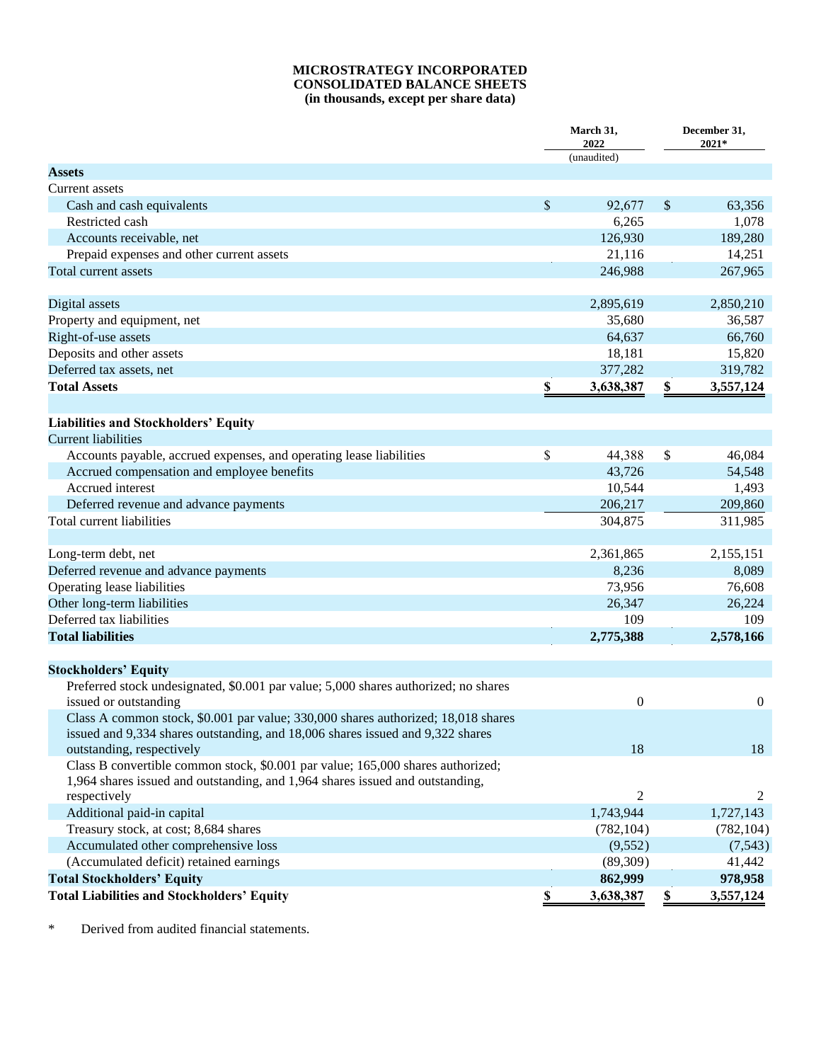**MICROSTRATEGY INCORPORATED**
**CONSOLIDATED BALANCE SHEETS**
**(in thousands, except per share data)**

| | March 31, 2022 (unaudited) | December 31, 2021* |
|---|---|---|
| **Assets** | | |
| Current assets | | |
| Cash and cash equivalents | $ 92,677 | $ 63,356 |
| Restricted cash | 6,265 | 1,078 |
| Accounts receivable, net | 126,930 | 189,280 |
| Prepaid expenses and other current assets | 21,116 | 14,251 |
| Total current assets | 246,988 | 267,965 |
| Digital assets | 2,895,619 | 2,850,210 |
| Property and equipment, net | 35,680 | 36,587 |
| Right-of-use assets | 64,637 | 66,760 |
| Deposits and other assets | 18,181 | 15,820 |
| Deferred tax assets, net | 377,282 | 319,782 |
| **Total Assets** | **$ 3,638,387** | **$ 3,557,124** |
| **Liabilities and Stockholders' Equity** | | |
| Current liabilities | | |
| Accounts payable, accrued expenses, and operating lease liabilities | $ 44,388 | $ 46,084 |
| Accrued compensation and employee benefits | 43,726 | 54,548 |
| Accrued interest | 10,544 | 1,493 |
| Deferred revenue and advance payments | 206,217 | 209,860 |
| Total current liabilities | 304,875 | 311,985 |
| Long-term debt, net | 2,361,865 | 2,155,151 |
| Deferred revenue and advance payments | 8,236 | 8,089 |
| Operating lease liabilities | 73,956 | 76,608 |
| Other long-term liabilities | 26,347 | 26,224 |
| Deferred tax liabilities | 109 | 109 |
| **Total liabilities** | **2,775,388** | **2,578,166** |
| **Stockholders' Equity** | | |
| Preferred stock undesignated, $0.001 par value; 5,000 shares authorized; no shares issued or outstanding | 0 | 0 |
| Class A common stock, $0.001 par value; 330,000 shares authorized; 18,018 shares issued and 9,334 shares outstanding, and 18,006 shares issued and 9,322 shares outstanding, respectively | 18 | 18 |
| Class B convertible common stock, $0.001 par value; 165,000 shares authorized; 1,964 shares issued and outstanding, and 1,964 shares issued and outstanding, respectively | 2 | 2 |
| Additional paid-in capital | 1,743,944 | 1,727,143 |
| Treasury stock, at cost; 8,684 shares | (782,104) | (782,104) |
| Accumulated other comprehensive loss | (9,552) | (7,543) |
| (Accumulated deficit) retained earnings | (89,309) | 41,442 |
| **Total Stockholders' Equity** | **862,999** | **978,958** |
| **Total Liabilities and Stockholders' Equity** | **$ 3,638,387** | **$ 3,557,124** |

\* Derived from audited financial statements.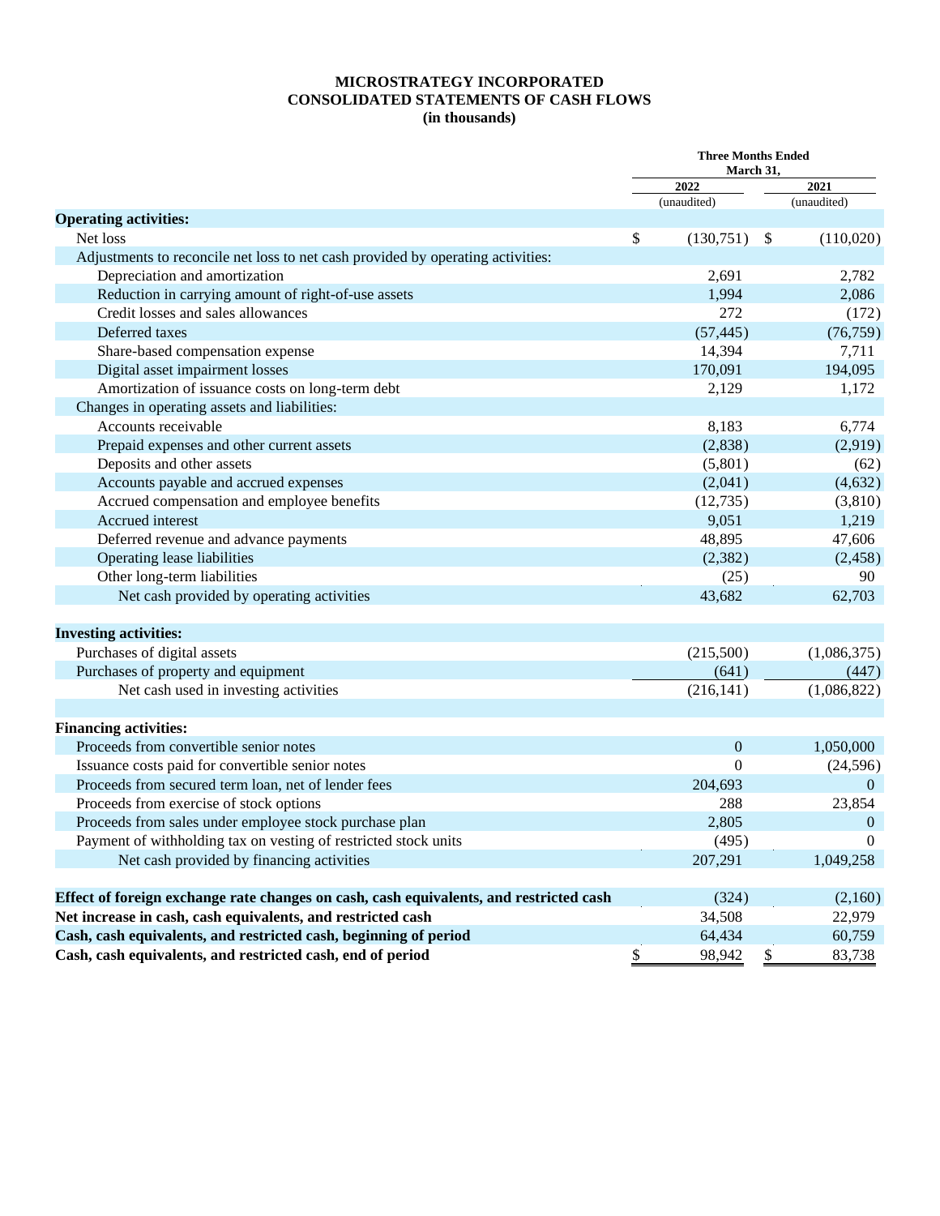**MICROSTRATEGY INCORPORATED**
**CONSOLIDATED STATEMENTS OF CASH FLOWS**
**(in thousands)**

| | Three Months Ended March 31, 2022 (unaudited) | Three Months Ended March 31, 2021 (unaudited) |
|---|---|---|
| **Operating activities:** | | |
| Net loss | $ (130,751) | $ (110,020) |
| Adjustments to reconcile net loss to net cash provided by operating activities: | | |
| Depreciation and amortization | 2,691 | 2,782 |
| Reduction in carrying amount of right-of-use assets | 1,994 | 2,086 |
| Credit losses and sales allowances | 272 | (172) |
| Deferred taxes | (57,445) | (76,759) |
| Share-based compensation expense | 14,394 | 7,711 |
| Digital asset impairment losses | 170,091 | 194,095 |
| Amortization of issuance costs on long-term debt | 2,129 | 1,172 |
| Changes in operating assets and liabilities: | | |
| Accounts receivable | 8,183 | 6,774 |
| Prepaid expenses and other current assets | (2,838) | (2,919) |
| Deposits and other assets | (5,801) | (62) |
| Accounts payable and accrued expenses | (2,041) | (4,632) |
| Accrued compensation and employee benefits | (12,735) | (3,810) |
| Accrued interest | 9,051 | 1,219 |
| Deferred revenue and advance payments | 48,895 | 47,606 |
| Operating lease liabilities | (2,382) | (2,458) |
| Other long-term liabilities | (25) | 90 |
| Net cash provided by operating activities | 43,682 | 62,703 |
| **Investing activities:** | | |
| Purchases of digital assets | (215,500) | (1,086,375) |
| Purchases of property and equipment | (641) | (447) |
| Net cash used in investing activities | (216,141) | (1,086,822) |
| **Financing activities:** | | |
| Proceeds from convertible senior notes | 0 | 1,050,000 |
| Issuance costs paid for convertible senior notes | 0 | (24,596) |
| Proceeds from secured term loan, net of lender fees | 204,693 | 0 |
| Proceeds from exercise of stock options | 288 | 23,854 |
| Proceeds from sales under employee stock purchase plan | 2,805 | 0 |
| Payment of withholding tax on vesting of restricted stock units | (495) | 0 |
| Net cash provided by financing activities | 207,291 | 1,049,258 |
| **Effect of foreign exchange rate changes on cash, cash equivalents, and restricted cash** | (324) | (2,160) |
| **Net increase in cash, cash equivalents, and restricted cash** | 34,508 | 22,979 |
| **Cash, cash equivalents, and restricted cash, beginning of period** | 64,434 | 60,759 |
| **Cash, cash equivalents, and restricted cash, end of period** | $ 98,942 | $ 83,738 |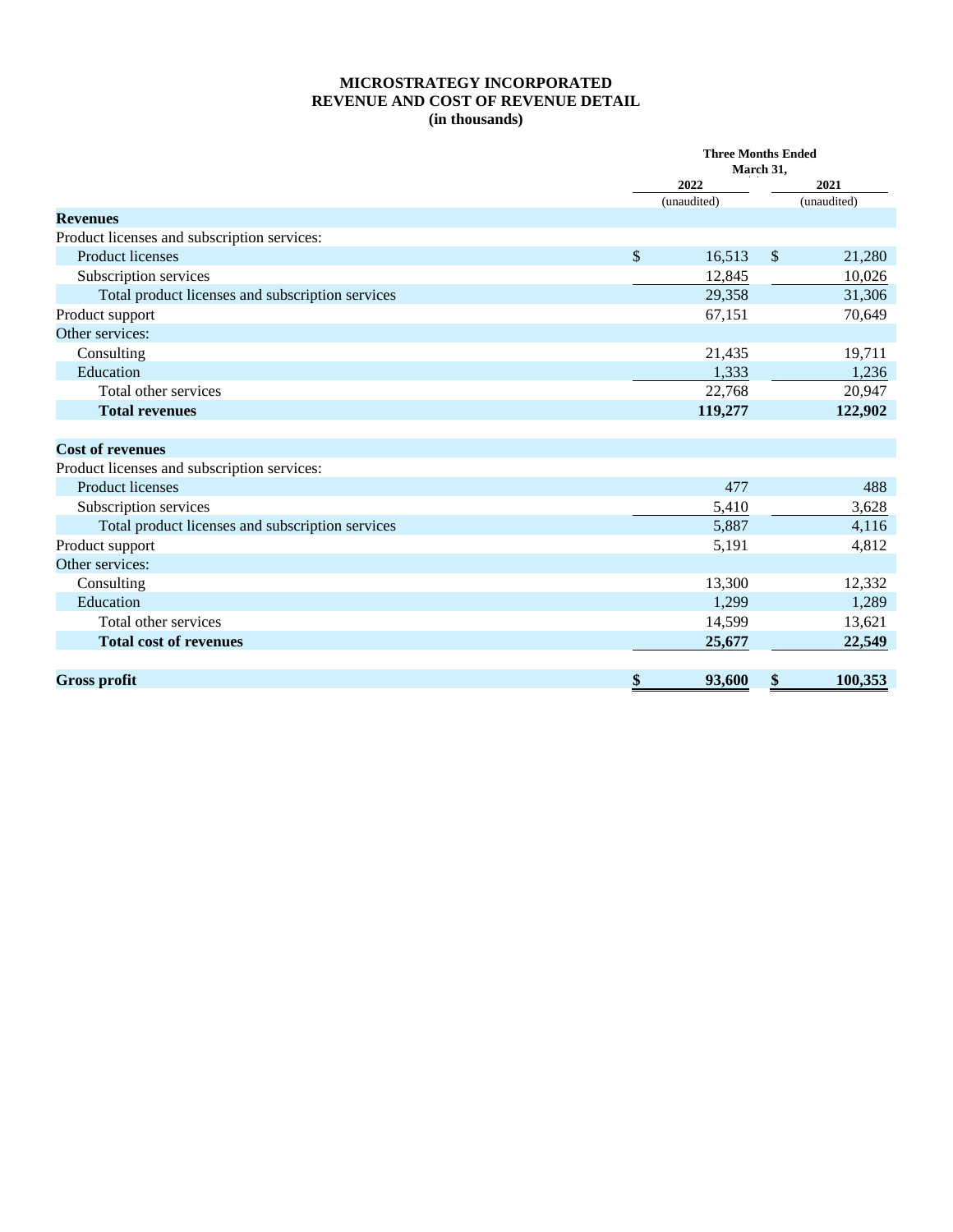**MICROSTRATEGY INCORPORATED**
**REVENUE AND COST OF REVENUE DETAIL**
**(in thousands)**

| | Three Months Ended March 31, | |
|---|---|---|
| | 2022 | 2021 |
| | (unaudited) | (unaudited) |
| **Revenues** | | |
| Product licenses and subscription services: | | |
| Product licenses | $ 16,513 | $ 21,280 |
| Subscription services | 12,845 | 10,026 |
| Total product licenses and subscription services | 29,358 | 31,306 |
| Product support | 67,151 | 70,649 |
| Other services: | | |
| Consulting | 21,435 | 19,711 |
| Education | 1,333 | 1,236 |
| Total other services | 22,768 | 20,947 |
| **Total revenues** | **119,277** | **122,902** |
| | | |
| **Cost of revenues** | | |
| Product licenses and subscription services: | | |
| Product licenses | 477 | 488 |
| Subscription services | 5,410 | 3,628 |
| Total product licenses and subscription services | 5,887 | 4,116 |
| Product support | 5,191 | 4,812 |
| Other services: | | |
| Consulting | 13,300 | 12,332 |
| Education | 1,299 | 1,289 |
| Total other services | 14,599 | 13,621 |
| **Total cost of revenues** | **25,677** | **22,549** |
| | | |
| **Gross profit** | **$ 93,600** | **$ 100,353** |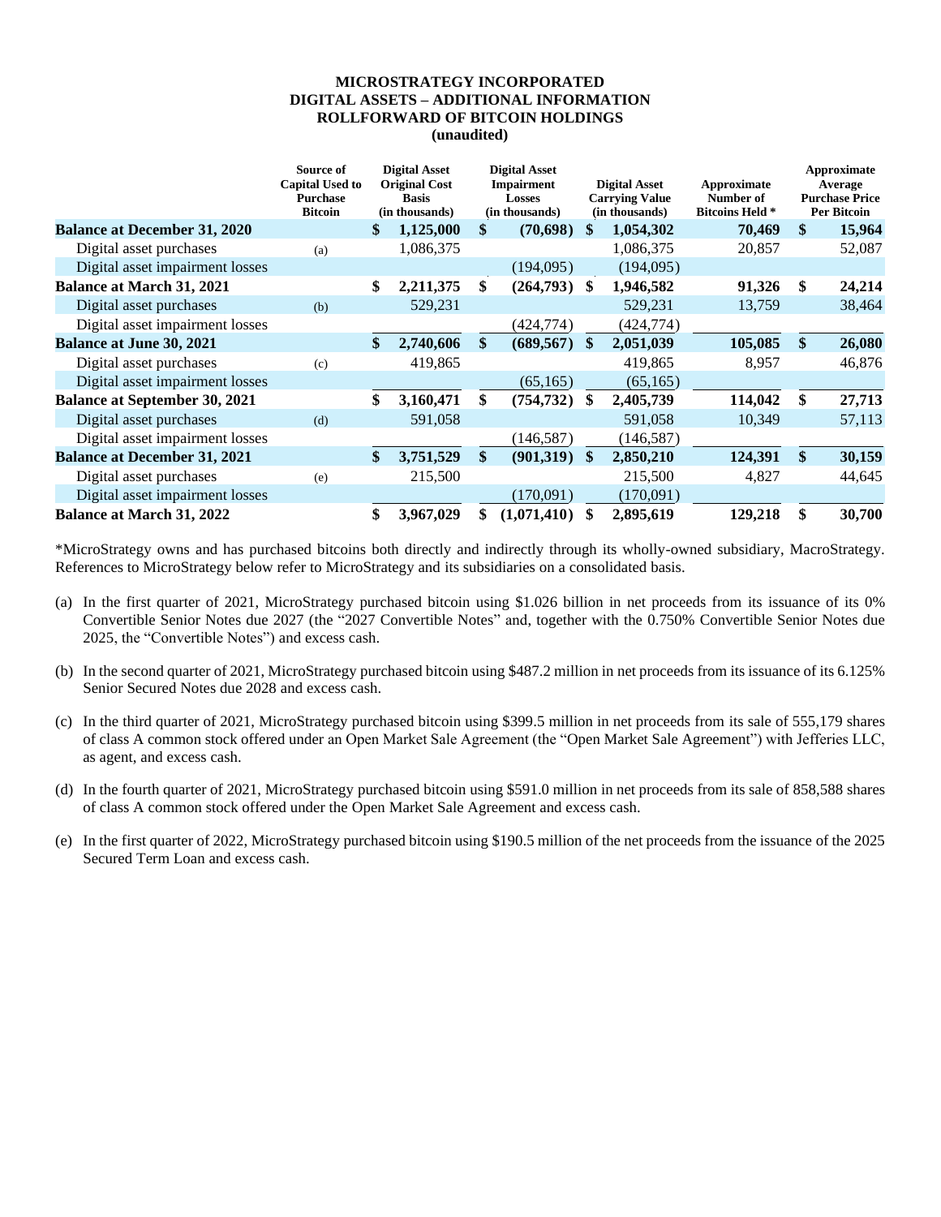# MICROSTRATEGY INCORPORATED
## DIGITAL ASSETS – ADDITIONAL INFORMATION
## ROLLFORWARD OF BITCOIN HOLDINGS
## (unaudited)

| | Source of Capital Used to Purchase Bitcoin | Digital Asset Original Cost Basis (in thousands) | Digital Asset Impairment Losses (in thousands) | Digital Asset Carrying Value (in thousands) | Approximate Number of Bitcoins Held * | Approximate Average Purchase Price Per Bitcoin |
|---|---|---|---|---|---|---|
| **Balance at December 31, 2020** | | **$ 1,125,000** | **$ (70,698)** | **$ 1,054,302** | **70,469** | **$ 15,964** |
| Digital asset purchases | (a) | 1,086,375 | | 1,086,375 | 20,857 | 52,087 |
| Digital asset impairment losses | | | (194,095) | (194,095) | | |
| **Balance at March 31, 2021** | | **$ 2,211,375** | **$ (264,793)** | **$ 1,946,582** | **91,326** | **$ 24,214** |
| Digital asset purchases | (b) | 529,231 | | 529,231 | 13,759 | 38,464 |
| Digital asset impairment losses | | | (424,774) | (424,774) | | |
| **Balance at June 30, 2021** | | **$ 2,740,606** | **$ (689,567)** | **$ 2,051,039** | **105,085** | **$ 26,080** |
| Digital asset purchases | (c) | 419,865 | | 419,865 | 8,957 | 46,876 |
| Digital asset impairment losses | | | (65,165) | (65,165) | | |
| **Balance at September 30, 2021** | | **$ 3,160,471** | **$ (754,732)** | **$ 2,405,739** | **114,042** | **$ 27,713** |
| Digital asset purchases | (d) | 591,058 | | 591,058 | 10,349 | 57,113 |
| Digital asset impairment losses | | | (146,587) | (146,587) | | |
| **Balance at December 31, 2021** | | **$ 3,751,529** | **$ (901,319)** | **$ 2,850,210** | **124,391** | **$ 30,159** |
| Digital asset purchases | (e) | 215,500 | | 215,500 | 4,827 | 44,645 |
| Digital asset impairment losses | | | (170,091) | (170,091) | | |
| **Balance at March 31, 2022** | | **$ 3,967,029** | **$ (1,071,410)** | **$ 2,895,619** | **129,218** | **$ 30,700** |

*MicroStrategy owns and has purchased bitcoins both directly and indirectly through its wholly-owned subsidiary, MacroStrategy. References to MicroStrategy below refer to MicroStrategy and its subsidiaries on a consolidated basis.

(a) In the first quarter of 2021, MicroStrategy purchased bitcoin using $1.026 billion in net proceeds from its issuance of its 0% Convertible Senior Notes due 2027 (the "2027 Convertible Notes" and, together with the 0.750% Convertible Senior Notes due 2025, the "Convertible Notes") and excess cash.

(b) In the second quarter of 2021, MicroStrategy purchased bitcoin using $487.2 million in net proceeds from its issuance of its 6.125% Senior Secured Notes due 2028 and excess cash.

(c) In the third quarter of 2021, MicroStrategy purchased bitcoin using $399.5 million in net proceeds from its sale of 555,179 shares of class A common stock offered under an Open Market Sale Agreement (the "Open Market Sale Agreement") with Jefferies LLC, as agent, and excess cash.

(d) In the fourth quarter of 2021, MicroStrategy purchased bitcoin using $591.0 million in net proceeds from its sale of 858,588 shares of class A common stock offered under the Open Market Sale Agreement and excess cash.

(e) In the first quarter of 2022, MicroStrategy purchased bitcoin using $190.5 million of the net proceeds from the issuance of the 2025 Secured Term Loan and excess cash.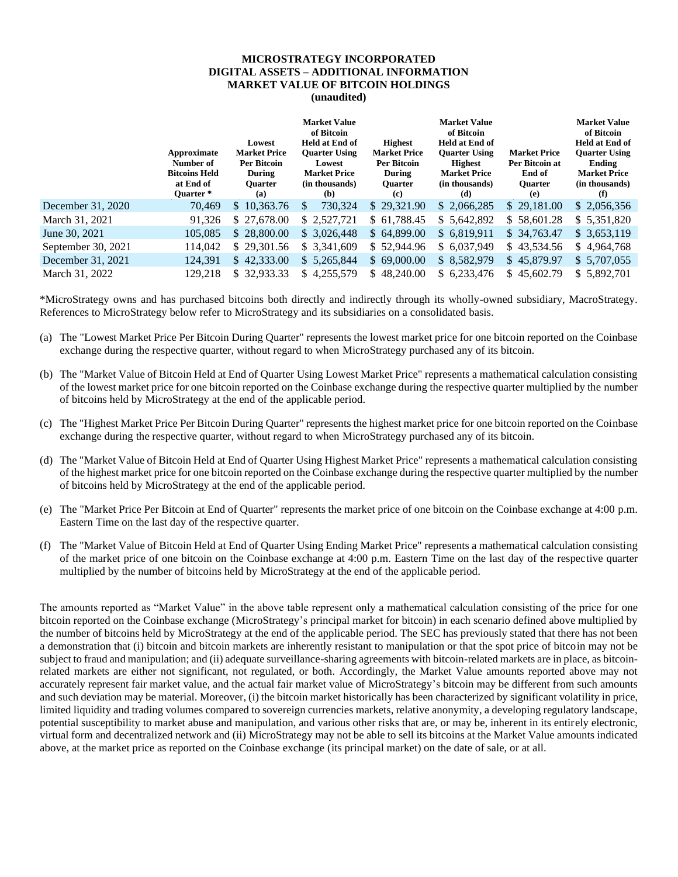**MICROSTRATEGY INCORPORATED**
**DIGITAL ASSETS – ADDITIONAL INFORMATION**
**MARKET VALUE OF BITCOIN HOLDINGS**
**(unaudited)**

| | Approximate Number of Bitcoins Held at End of Quarter * | Lowest Market Price Per Bitcoin During Quarter (a) | Market Value of Bitcoin Held at End of Quarter Using Lowest Market Price (in thousands) (b) | Highest Market Price Per Bitcoin During Quarter (c) | Market Value of Bitcoin Held at End of Quarter Using Highest Market Price (in thousands) (d) | Market Price Per Bitcoin at End of Quarter (e) | Market Value of Bitcoin Held at End of Quarter Using Ending Market Price (in thousands) (f) |
|---|---|---|---|---|---|---|---|
| December 31, 2020 | 70,469 | $ 10,363.76 | $ 730,324 | $ 29,321.90 | $ 2,066,285 | $ 29,181.00 | $ 2,056,356 |
| March 31, 2021 | 91,326 | $ 27,678.00 | $ 2,527,721 | $ 61,788.45 | $ 5,642,892 | $ 58,601.28 | $ 5,351,820 |
| June 30, 2021 | 105,085 | $ 28,800.00 | $ 3,026,448 | $ 64,899.00 | $ 6,819,911 | $ 34,763.47 | $ 3,653,119 |
| September 30, 2021 | 114,042 | $ 29,301.56 | $ 3,341,609 | $ 52,944.96 | $ 6,037,949 | $ 43,534.56 | $ 4,964,768 |
| December 31, 2021 | 124,391 | $ 42,333.00 | $ 5,265,844 | $ 69,000.00 | $ 8,582,979 | $ 45,879.97 | $ 5,707,055 |
| March 31, 2022 | 129,218 | $ 32,933.33 | $ 4,255,579 | $ 48,240.00 | $ 6,233,476 | $ 45,602.79 | $ 5,892,701 |

*MicroStrategy owns and has purchased bitcoins both directly and indirectly through its wholly-owned subsidiary, MacroStrategy. References to MicroStrategy below refer to MicroStrategy and its subsidiaries on a consolidated basis.

(a) The "Lowest Market Price Per Bitcoin During Quarter" represents the lowest market price for one bitcoin reported on the Coinbase exchange during the respective quarter, without regard to when MicroStrategy purchased any of its bitcoin.

(b) The "Market Value of Bitcoin Held at End of Quarter Using Lowest Market Price" represents a mathematical calculation consisting of the lowest market price for one bitcoin reported on the Coinbase exchange during the respective quarter multiplied by the number of bitcoins held by MicroStrategy at the end of the applicable period.

(c) The "Highest Market Price Per Bitcoin During Quarter" represents the highest market price for one bitcoin reported on the Coinbase exchange during the respective quarter, without regard to when MicroStrategy purchased any of its bitcoin.

(d) The "Market Value of Bitcoin Held at End of Quarter Using Highest Market Price" represents a mathematical calculation consisting of the highest market price for one bitcoin reported on the Coinbase exchange during the respective quarter multiplied by the number of bitcoins held by MicroStrategy at the end of the applicable period.

(e) The "Market Price Per Bitcoin at End of Quarter" represents the market price of one bitcoin on the Coinbase exchange at 4:00 p.m. Eastern Time on the last day of the respective quarter.

(f) The "Market Value of Bitcoin Held at End of Quarter Using Ending Market Price" represents a mathematical calculation consisting of the market price of one bitcoin on the Coinbase exchange at 4:00 p.m. Eastern Time on the last day of the respective quarter multiplied by the number of bitcoins held by MicroStrategy at the end of the applicable period.

The amounts reported as "Market Value" in the above table represent only a mathematical calculation consisting of the price for one bitcoin reported on the Coinbase exchange (MicroStrategy's principal market for bitcoin) in each scenario defined above multiplied by the number of bitcoins held by MicroStrategy at the end of the applicable period. The SEC has previously stated that there has not been a demonstration that (i) bitcoin and bitcoin markets are inherently resistant to manipulation or that the spot price of bitcoin may not be subject to fraud and manipulation; and (ii) adequate surveillance-sharing agreements with bitcoin-related markets are in place, as bitcoin-related markets are either not significant, not regulated, or both. Accordingly, the Market Value amounts reported above may not accurately represent fair market value, and the actual fair market value of MicroStrategy's bitcoin may be different from such amounts and such deviation may be material. Moreover, (i) the bitcoin market historically has been characterized by significant volatility in price, limited liquidity and trading volumes compared to sovereign currencies markets, relative anonymity, a developing regulatory landscape, potential susceptibility to market abuse and manipulation, and various other risks that are, or may be, inherent in its entirely electronic, virtual form and decentralized network and (ii) MicroStrategy may not be able to sell its bitcoins at the Market Value amounts indicated above, at the market price as reported on the Coinbase exchange (its principal market) on the date of sale, or at all.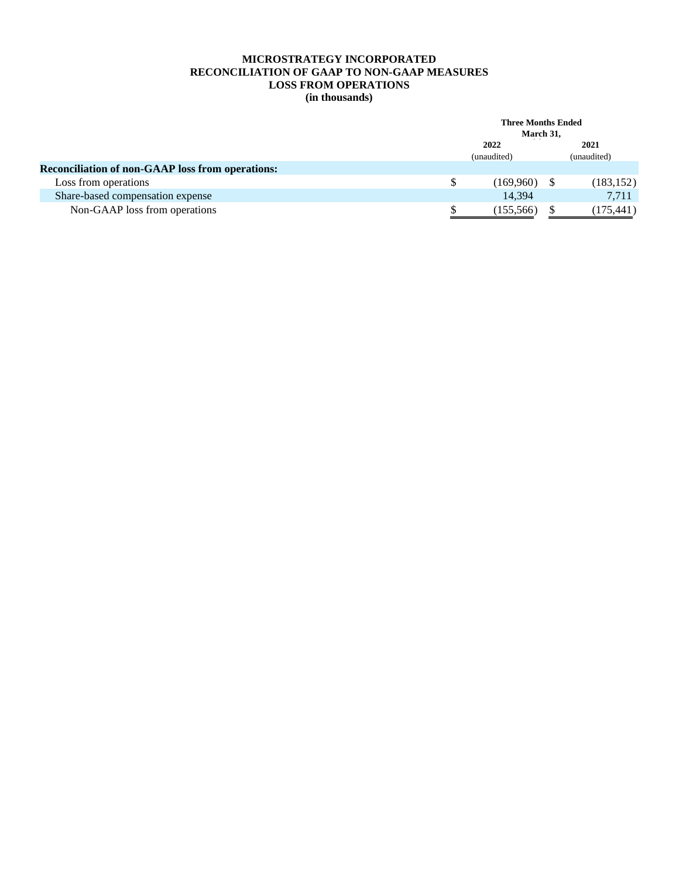**MICROSTRATEGY INCORPORATED**
**RECONCILIATION OF GAAP TO NON-GAAP MEASURES**
**LOSS FROM OPERATIONS**
**(in thousands)**

| | Three Months Ended March 31, | |
|---|---|---|
| | 2022 | 2021 |
| | (unaudited) | (unaudited) |
| **Reconciliation of non-GAAP loss from operations:** | | |
| Loss from operations | $ (169,960) | $ (183,152) |
| Share-based compensation expense | 14,394 | 7,711 |
| Non-GAAP loss from operations | $ (155,566) | $ (175,441) |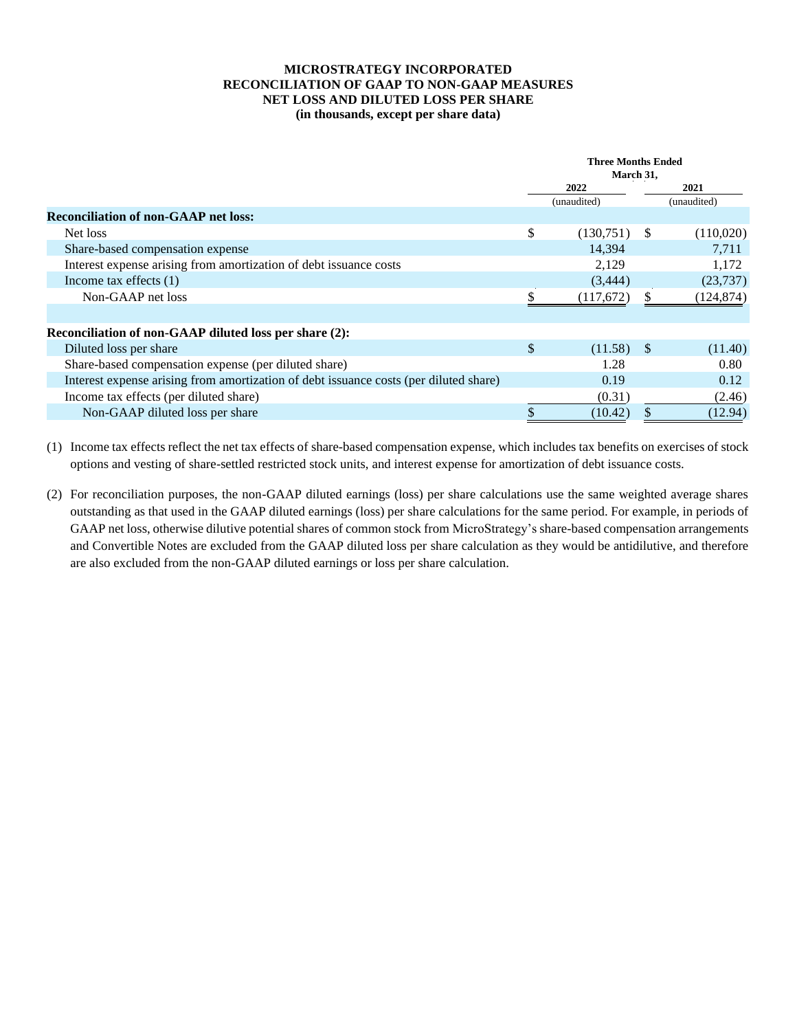**MICROSTRATEGY INCORPORATED**
**RECONCILIATION OF GAAP TO NON-GAAP MEASURES**
**NET LOSS AND DILUTED LOSS PER SHARE**
**(in thousands, except per share data)**

| | Three Months Ended March 31, | |
|---|---|---|
| | 2022 | 2021 |
| | (unaudited) | (unaudited) |
| **Reconciliation of non-GAAP net loss:** | | |
| Net loss | $ (130,751) | $ (110,020) |
| Share-based compensation expense | 14,394 | 7,711 |
| Interest expense arising from amortization of debt issuance costs | 2,129 | 1,172 |
| Income tax effects (1) | (3,444) | (23,737) |
| Non-GAAP net loss | $ (117,672) | $ (124,874) |
| | | |
| **Reconciliation of non-GAAP diluted loss per share (2):** | | |
| Diluted loss per share | $ (11.58) | $ (11.40) |
| Share-based compensation expense (per diluted share) | 1.28 | 0.80 |
| Interest expense arising from amortization of debt issuance costs (per diluted share) | 0.19 | 0.12 |
| Income tax effects (per diluted share) | (0.31) | (2.46) |
| Non-GAAP diluted loss per share | $ (10.42) | $ (12.94) |

(1) Income tax effects reflect the net tax effects of share-based compensation expense, which includes tax benefits on exercises of stock options and vesting of share-settled restricted stock units, and interest expense for amortization of debt issuance costs.

(2) For reconciliation purposes, the non-GAAP diluted earnings (loss) per share calculations use the same weighted average shares outstanding as that used in the GAAP diluted earnings (loss) per share calculations for the same period. For example, in periods of GAAP net loss, otherwise dilutive potential shares of common stock from MicroStrategy's share-based compensation arrangements and Convertible Notes are excluded from the GAAP diluted loss per share calculation as they would be antidilutive, and therefore are also excluded from the non-GAAP diluted earnings or loss per share calculation.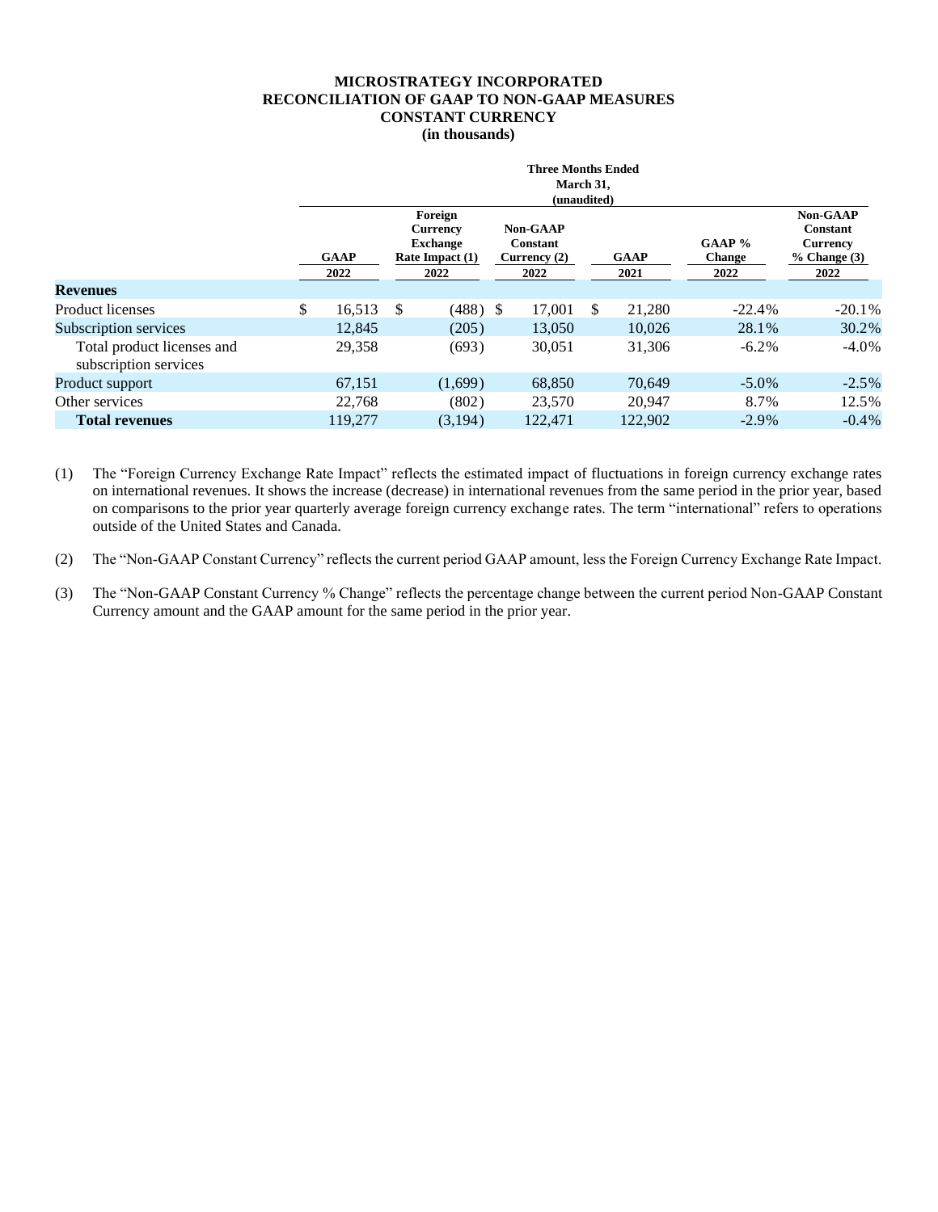**MICROSTRATEGY INCORPORATED**
**RECONCILIATION OF GAAP TO NON-GAAP MEASURES**
**CONSTANT CURRENCY**
**(in thousands)**

| | Three Months Ended March 31, (unaudited) | | | | | |
|---|---|---|---|---|---|---|
| | GAAP | Foreign Currency Exchange Rate Impact (1) | Non-GAAP Constant Currency (2) | GAAP | GAAP % Change | Non-GAAP Constant Currency % Change (3) |
| | 2022 | 2022 | 2022 | 2021 | 2022 | 2022 |
| **Revenues** | | | | | | |
| Product licenses | $ 16,513 | $ (488) | $ 17,001 | $ 21,280 | -22.4% | -20.1% |
| Subscription services | 12,845 | (205) | 13,050 | 10,026 | 28.1% | 30.2% |
| Total product licenses and subscription services | 29,358 | (693) | 30,051 | 31,306 | -6.2% | -4.0% |
| Product support | 67,151 | (1,699) | 68,850 | 70,649 | -5.0% | -2.5% |
| Other services | 22,768 | (802) | 23,570 | 20,947 | 8.7% | 12.5% |
| **Total revenues** | 119,277 | (3,194) | 122,471 | 122,902 | -2.9% | -0.4% |

(1) The "Foreign Currency Exchange Rate Impact" reflects the estimated impact of fluctuations in foreign currency exchange rates on international revenues. It shows the increase (decrease) in international revenues from the same period in the prior year, based on comparisons to the prior year quarterly average foreign currency exchange rates. The term "international" refers to operations outside of the United States and Canada.

(2) The "Non-GAAP Constant Currency" reflects the current period GAAP amount, less the Foreign Currency Exchange Rate Impact.

(3) The "Non-GAAP Constant Currency % Change" reflects the percentage change between the current period Non-GAAP Constant Currency amount and the GAAP amount for the same period in the prior year.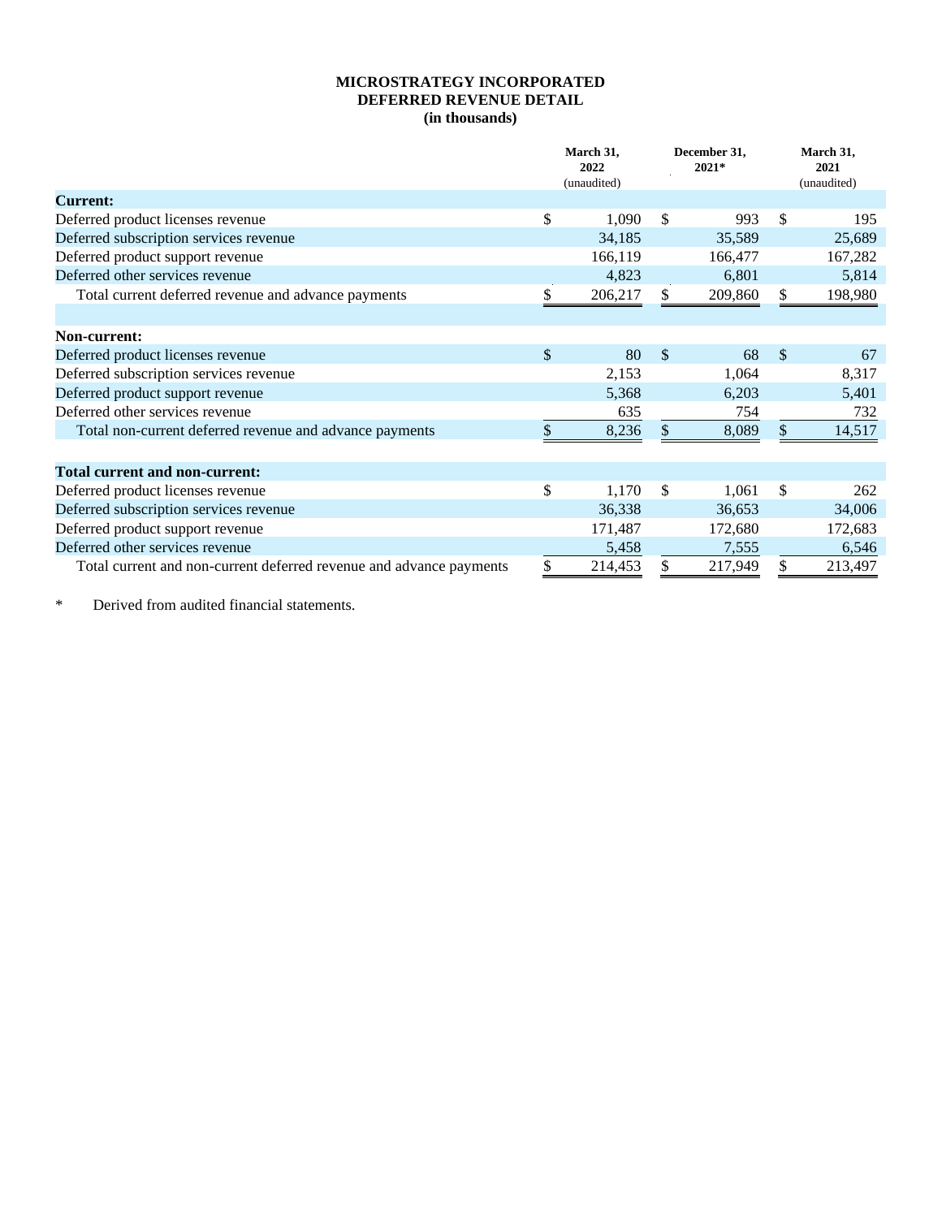**MICROSTRATEGY INCORPORATED**
**DEFERRED REVENUE DETAIL**
**(in thousands)**

| | March 31, 2022 (unaudited) | December 31, 2021* | March 31, 2021 (unaudited) |
|---|---|---|---|
| **Current:** | | | |
| Deferred product licenses revenue | $ 1,090 | $ 993 | $ 195 |
| Deferred subscription services revenue | 34,185 | 35,589 | 25,689 |
| Deferred product support revenue | 166,119 | 166,477 | 167,282 |
| Deferred other services revenue | 4,823 | 6,801 | 5,814 |
| Total current deferred revenue and advance payments | $ 206,217 | $ 209,860 | $ 198,980 |
| | | | |
| **Non-current:** | | | |
| Deferred product licenses revenue | $ 80 | $ 68 | $ 67 |
| Deferred subscription services revenue | 2,153 | 1,064 | 8,317 |
| Deferred product support revenue | 5,368 | 6,203 | 5,401 |
| Deferred other services revenue | 635 | 754 | 732 |
| Total non-current deferred revenue and advance payments | $ 8,236 | $ 8,089 | $ 14,517 |
| | | | |
| **Total current and non-current:** | | | |
| Deferred product licenses revenue | $ 1,170 | $ 1,061 | $ 262 |
| Deferred subscription services revenue | 36,338 | 36,653 | 34,006 |
| Deferred product support revenue | 171,487 | 172,680 | 172,683 |
| Deferred other services revenue | 5,458 | 7,555 | 6,546 |
| Total current and non-current deferred revenue and advance payments | $ 214,453 | $ 217,949 | $ 213,497 |

\* Derived from audited financial statements.